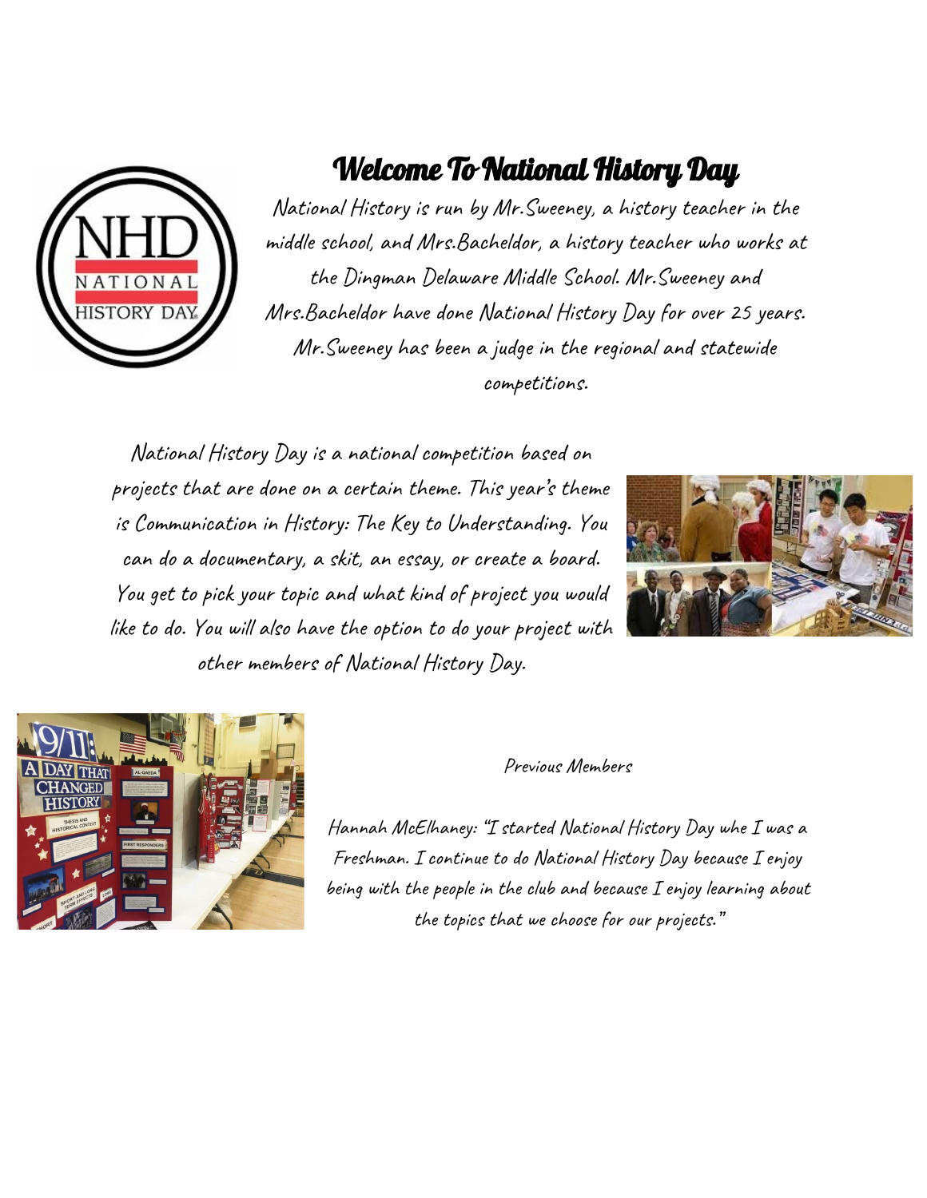# Welcome To National History Day

National History is run by Mr.Sweeney, a history teacher in the middle school, and Mrs.Bacheldor, a history teacher who works at the Dingman Delaware Middle School. Mr.Sweeney and Mrs.Bacheldor have done National History Day for over 25 years. Mr.Sweeney has been a judge in the regional and statewide competitions.

National History Day is a national competition based on projects that are done on a certain theme. This year's theme is Communication in History: The Key to Understanding. You can do a documentary, a skit, an essay, or create a board. You get to pick your topic and what kind of project you would like to do. You will also have the option to do your project with other members of National History Day.

Previous Members

Hannah McElhaney: "I started National History Day whe I was a Freshman. I continue to do National History Day because I enjoy being with the people in the club and because I enjoy learning about the topics that we choose for our projects."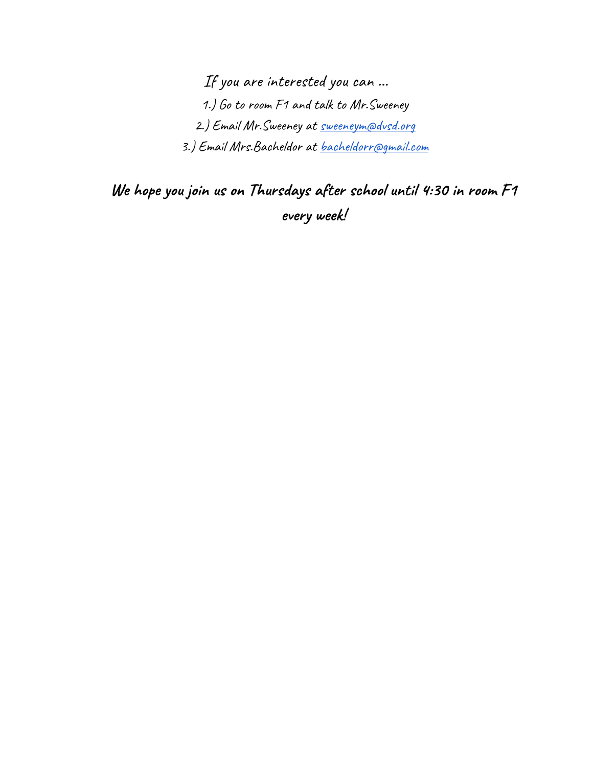If you are interested you can …

1.) Go to room F1 and talk to Mr.Sweeney

2.) Email Mr.Sweeney at [sweeneym@dvsd.org](mailto:sweeneym@dvsd.org)

3.) Email Mrs.Bacheldor at [bacheldorr@gmail.com](mailto:bacheldorr@gmail.com)

**We hope you join us on Thursdays after school until 4:30 in room F1 every week!**